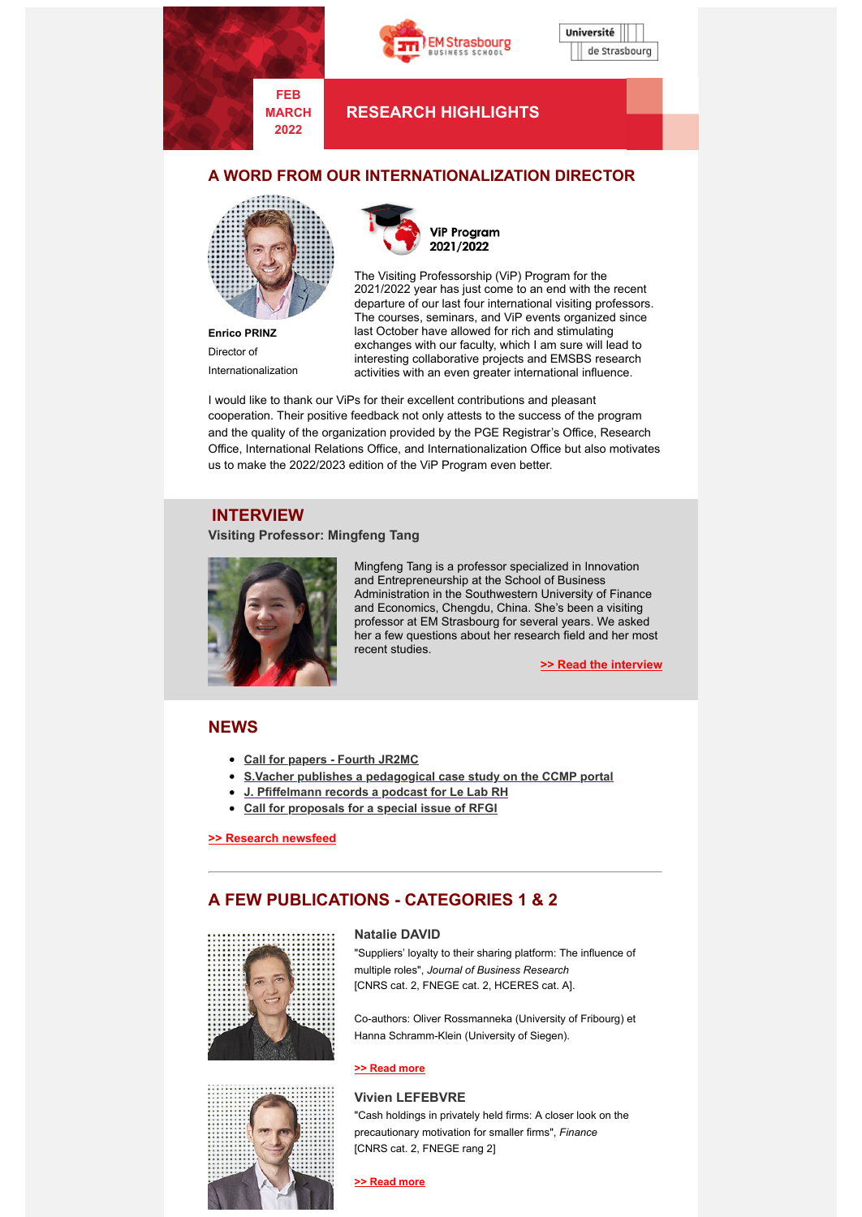FEB
MARCH
2022

# RESEARCH HIGHLIGHTS

## A WORD FROM OUR INTERNATIONALIZATION DIRECTOR

**Enrico PRINZ**
Director of Internationalization

**ViP Program 2021/2022**

The Visiting Professorship (ViP) Program for the 2021/2022 year has just come to an end with the recent departure of our last four international visiting professors. The courses, seminars, and ViP events organized since last October have allowed for rich and stimulating exchanges with our faculty, which I am sure will lead to interesting collaborative projects and EMSBS research activities with an even greater international influence.

I would like to thank our ViPs for their excellent contributions and pleasant cooperation. Their positive feedback not only attests to the success of the program and the quality of the organization provided by the PGE Registrar's Office, Research Office, International Relations Office, and Internationalization Office but also motivates us to make the 2022/2023 edition of the ViP Program even better.

## INTERVIEW

**Visiting Professor: Mingfeng Tang**

Mingfeng Tang is a professor specialized in Innovation and Entrepreneurship at the School of Business Administration in the Southwestern University of Finance and Economics, Chengdu, China. She's been a visiting professor at EM Strasbourg for several years. We asked her a few questions about her research field and her most recent studies.

**>> Read the interview**

## NEWS

- **Call for papers - Fourth JR2MC**
- **S.Vacher publishes a pedagogical case study on the CCMP portal**
- **J. Pfiffelmann records a podcast for Le Lab RH**
- **Call for proposals for a special issue of RFGI**

**>> Research newsfeed**

---

## A FEW PUBLICATIONS - CATEGORIES 1 & 2

### Natalie DAVID

"Suppliers' loyalty to their sharing platform: The influence of multiple roles", *Journal of Business Research*
[CNRS cat. 2, FNEGE cat. 2, HCERES cat. A].

Co-authors: Oliver Rossmanneka (University of Fribourg) et Hanna Schramm-Klein (University of Siegen).

**>> Read more**

### Vivien LEFEBVRE

"Cash holdings in privately held firms: A closer look on the precautionary motivation for smaller firms", *Finance*
[CNRS cat. 2, FNEGE rang 2]

**>> Read more**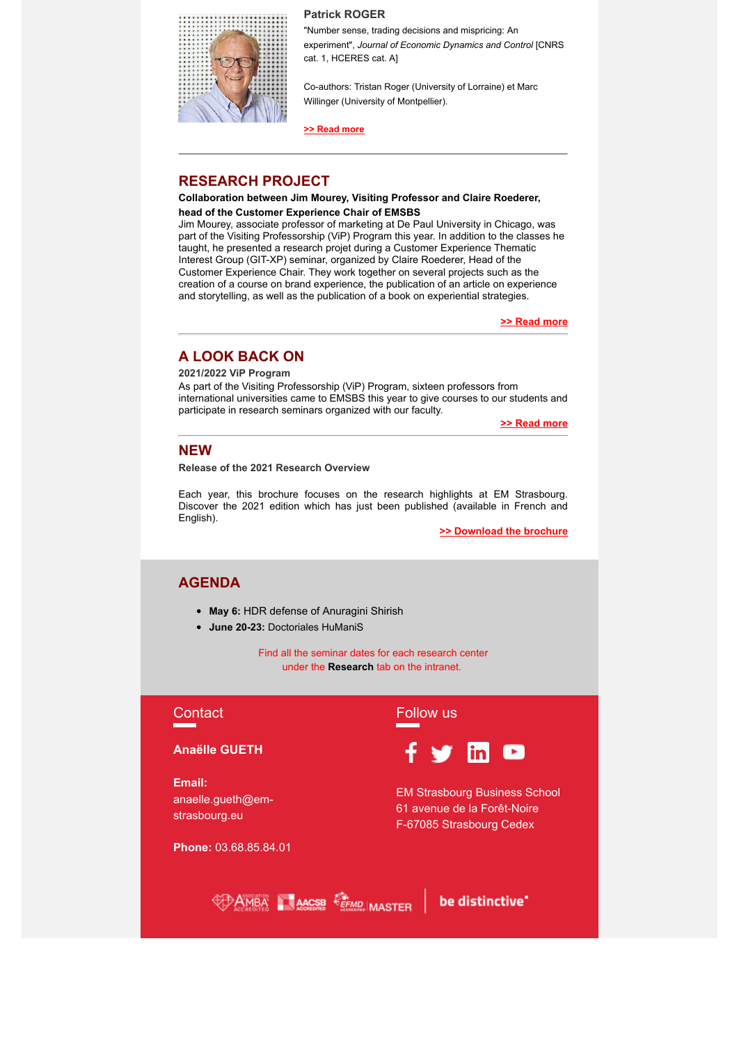**Patrick ROGER**

"Number sense, trading decisions and mispricing: An experiment", *Journal of Economic Dynamics and Control* [CNRS cat. 1, HCERES cat. A]

Co-authors: Tristan Roger (University of Lorraine) et Marc Willinger (University of Montpellier).

>> Read more

---

## RESEARCH PROJECT

**Collaboration between Jim Mourey, Visiting Professor and Claire Roederer, head of the Customer Experience Chair of EMSBS**

Jim Mourey, associate professor of marketing at De Paul University in Chicago, was part of the Visiting Professorship (ViP) Program this year. In addition to the classes he taught, he presented a research projet during a Customer Experience Thematic Interest Group (GIT-XP) seminar, organized by Claire Roederer, Head of the Customer Experience Chair. They work together on several projects such as the creation of a course on brand experience, the publication of an article on experience and storytelling, as well as the publication of a book on experiential strategies.

>> Read more

---

## A LOOK BACK ON

**2021/2022 ViP Program**

As part of the Visiting Professorship (ViP) Program, sixteen professors from international universities came to EMSBS this year to give courses to our students and participate in research seminars organized with our faculty.

>> Read more

---

## NEW

**Release of the 2021 Research Overview**

Each year, this brochure focuses on the research highlights at EM Strasbourg. Discover the 2021 edition which has just been published (available in French and English).

>> Download the brochure

## AGENDA

- **May 6:** HDR defense of Anuragini Shirish
- **June 20-23:** Doctoriales HuManiS

Find all the seminar dates for each research center under the **Research** tab on the intranet.

### Contact

**Anaëlle GUETH**

**Email:** anaelle.gueth@em-strasbourg.eu

**Phone:** 03.68.85.84.01

### Follow us

EM Strasbourg Business School
61 avenue de la Forêt-Noire
F-67085 Strasbourg Cedex

AMBA ACCREDITED | AACSB ACCREDITED | EFMD ACCREDITED MASTER | be distinctive®